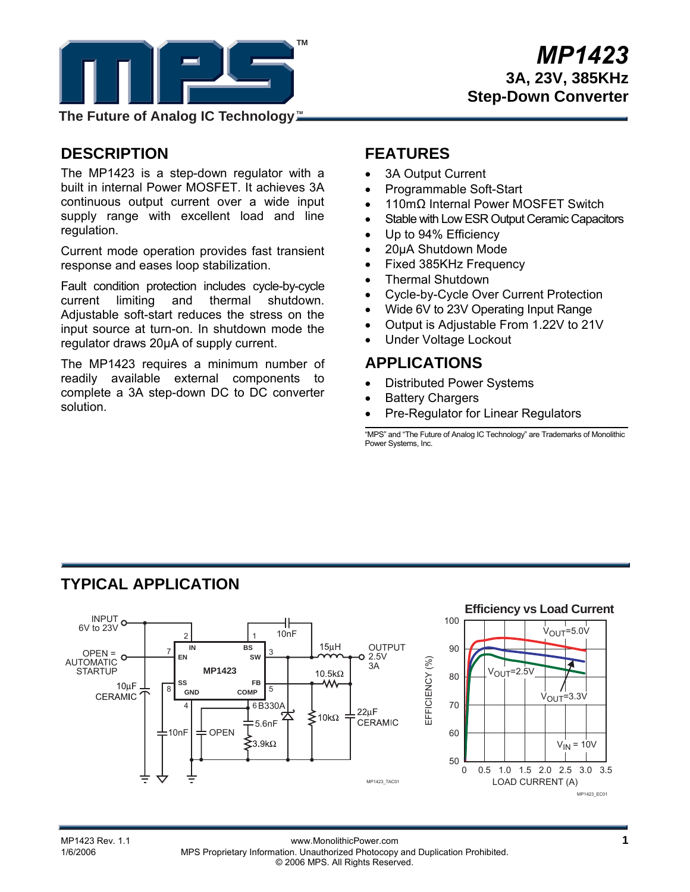# MP1423

## 3A, 23V, 385KHz Step-Down Converter

The Future of Analog IC Technology™

## DESCRIPTION

The MP1423 is a step-down regulator with a built in internal Power MOSFET. It achieves 3A continuous output current over a wide input supply range with excellent load and line regulation.

Current mode operation provides fast transient response and eases loop stabilization.

Fault condition protection includes cycle-by-cycle current limiting and thermal shutdown. Adjustable soft-start reduces the stress on the input source at turn-on. In shutdown mode the regulator draws 20µA of supply current.

The MP1423 requires a minimum number of readily available external components to complete a 3A step-down DC to DC converter solution.

## FEATURES

- 3A Output Current
- Programmable Soft-Start
- 110mΩ Internal Power MOSFET Switch
- Stable with Low ESR Output Ceramic Capacitors
- Up to 94% Efficiency
- 20µA Shutdown Mode
- Fixed 385KHz Frequency
- Thermal Shutdown
- Cycle-by-Cycle Over Current Protection
- Wide 6V to 23V Operating Input Range
- Output is Adjustable From 1.22V to 21V
- Under Voltage Lockout

## APPLICATIONS

- Distributed Power Systems
- Battery Chargers
- Pre-Regulator for Linear Regulators

"MPS" and "The Future of Analog IC Technology" are Trademarks of Monolithic Power Systems, Inc.

## TYPICAL APPLICATION

INPUT 6V to 23V; OPEN = AUTOMATIC STARTUP; 10µF CERAMIC; 10nF; OPEN; MP1423 (pins: 2 IN, 7 EN, 8 SS, 4 GND, 1 BS, 3 SW, 5 FB, 6 COMP); 10nF; 15µH; OUTPUT 2.5V 3A; 10.5kΩ; B330A; 10kΩ; 22µF CERAMIC; 5.6nF; 3.9kΩ

MP1423_TAC01

**Efficiency vs Load Current**

$V_{OUT}$=5.0V, $V_{OUT}$=2.5V, $V_{OUT}$=3.3V, $V_{IN}$ = 10V

EFFICIENCY (%) vs LOAD CURRENT (A)

MP1423_EC01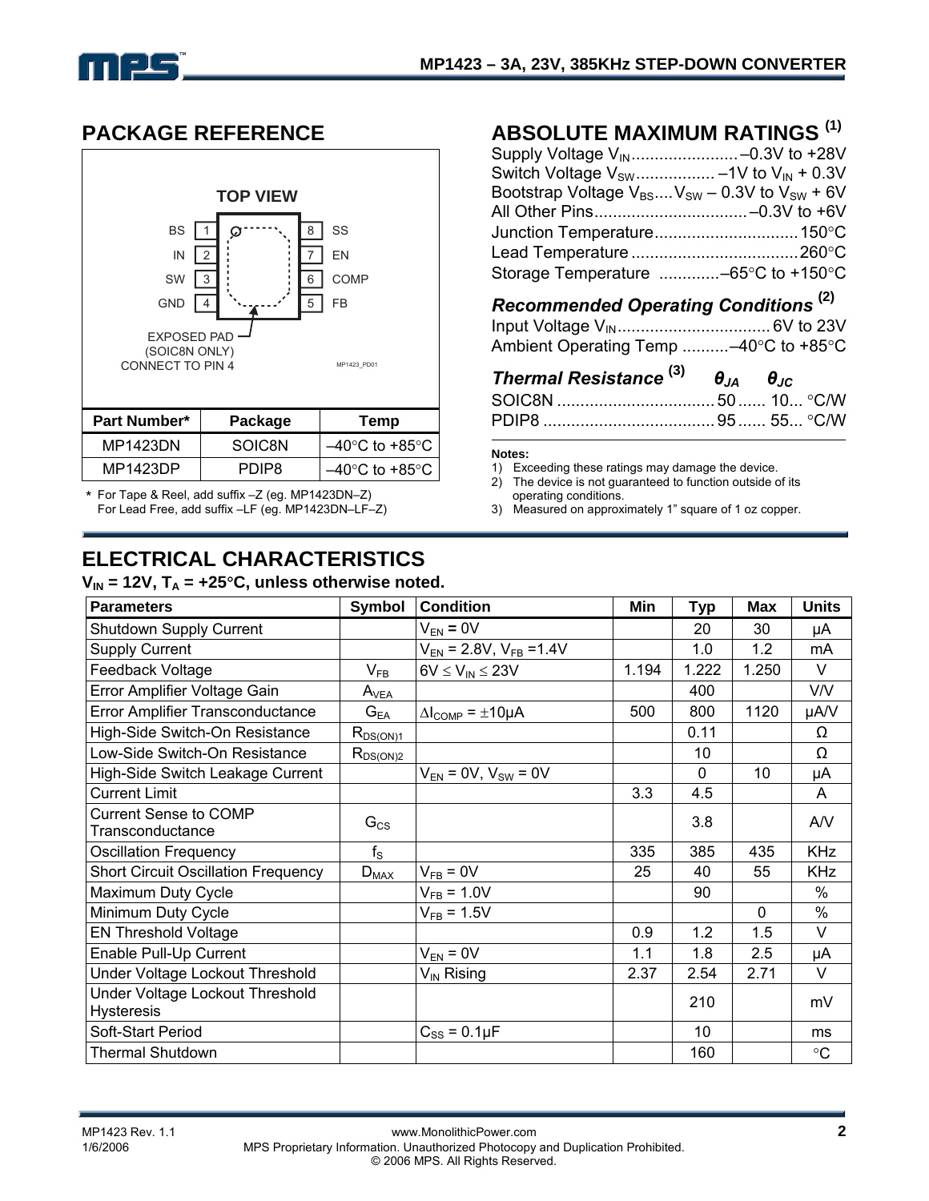## PACKAGE REFERENCE

TOP VIEW

| Pin | Name | Pin | Name |
|---|---|---|---|
| 1 | BS | 8 | SS |
| 2 | IN | 7 | EN |
| 3 | SW | 6 | COMP |
| 4 | GND | 5 | FB |

EXPOSED PAD (SOIC8N ONLY) CONNECT TO PIN 4

MP1423_PD01

| Part Number* | Package | Temp |
|---|---|---|
| MP1423DN | SOIC8N | –40°C to +85°C |
| MP1423DP | PDIP8 | –40°C to +85°C |

\* For Tape & Reel, add suffix –Z (eg. MP1423DN–Z)
For Lead Free, add suffix –LF (eg. MP1423DN–LF–Z)

## ABSOLUTE MAXIMUM RATINGS [1]

Supply Voltage $V_{IN}$ .......................–0.3V to +28V
Switch Voltage $V_{SW}$ ................. –1V to $V_{IN}$ + 0.3V
Bootstrap Voltage $V_{BS}$.... $V_{SW}$ – 0.3V to $V_{SW}$ + 6V
All Other Pins.................................–0.3V to +6V
Junction Temperature...............................150°C
Lead Temperature ....................................260°C
Storage Temperature .............–65°C to +150°C

### *Recommended Operating Conditions* [2]

Input Voltage $V_{IN}$.................................6V to 23V
Ambient Operating Temp ..........–40°C to +85°C

### *Thermal Resistance* [3]

| | $\theta_{JA}$ | $\theta_{JC}$ | |
|---|---|---|---|
| SOIC8N | 50 | 10 | °C/W |
| PDIP8 | 95 | 55 | °C/W |

**Notes:**

1) Exceeding these ratings may damage the device.
2) The device is not guaranteed to function outside of its operating conditions.
3) Measured on approximately 1" square of 1 oz copper.

## ELECTRICAL CHARACTERISTICS

**$V_{IN}$ = 12V, $T_A$ = +25°C, unless otherwise noted.**

| Parameters | Symbol | Condition | Min | Typ | Max | Units |
|---|---|---|---|---|---|---|
| Shutdown Supply Current | | $V_{EN}$ = 0V | | 20 | 30 | μA |
| Supply Current | | $V_{EN}$ = 2.8V, $V_{FB}$ =1.4V | | 1.0 | 1.2 | mA |
| Feedback Voltage | $V_{FB}$ | 6V ≤ $V_{IN}$ ≤ 23V | 1.194 | 1.222 | 1.250 | V |
| Error Amplifier Voltage Gain | $A_{VEA}$ | | | 400 | | V/V |
| Error Amplifier Transconductance | $G_{EA}$ | $\Delta I_{COMP}$ = ±10μA | 500 | 800 | 1120 | μA/V |
| High-Side Switch-On Resistance | $R_{DS(ON)1}$ | | | 0.11 | | Ω |
| Low-Side Switch-On Resistance | $R_{DS(ON)2}$ | | | 10 | | Ω |
| High-Side Switch Leakage Current | | $V_{EN}$ = 0V, $V_{SW}$ = 0V | | 0 | 10 | μA |
| Current Limit | | | 3.3 | 4.5 | | A |
| Current Sense to COMP Transconductance | $G_{CS}$ | | | 3.8 | | A/V |
| Oscillation Frequency | $f_S$ | | 335 | 385 | 435 | KHz |
| Short Circuit Oscillation Frequency | $D_{MAX}$ | $V_{FB}$ = 0V | 25 | 40 | 55 | KHz |
| Maximum Duty Cycle | | $V_{FB}$ = 1.0V | | 90 | | % |
| Minimum Duty Cycle | | $V_{FB}$ = 1.5V | | | 0 | % |
| EN Threshold Voltage | | | 0.9 | 1.2 | 1.5 | V |
| Enable Pull-Up Current | | $V_{EN}$ = 0V | 1.1 | 1.8 | 2.5 | μA |
| Under Voltage Lockout Threshold | | $V_{IN}$ Rising | 2.37 | 2.54 | 2.71 | V |
| Under Voltage Lockout Threshold Hysteresis | | | | 210 | | mV |
| Soft-Start Period | | $C_{SS}$ = 0.1μF | | 10 | | ms |
| Thermal Shutdown | | | | 160 | | °C |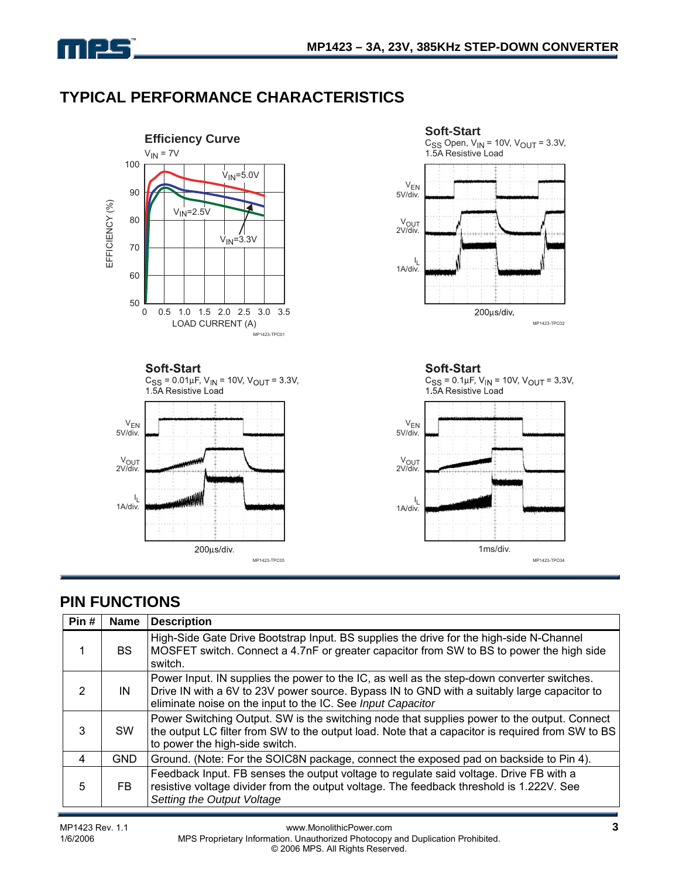## TYPICAL PERFORMANCE CHARACTERISTICS

**Efficiency Curve**

$V_{IN}$ = 7V

$V_{IN}$=5.0V, $V_{IN}$=2.5V, $V_{IN}$=3.3V

EFFICIENCY (%) vs. LOAD CURRENT (A)

MP1423-TPC01

**Soft-Start**

$C_{SS}$ Open, $V_{IN}$ = 10V, $V_{OUT}$ = 3.3V, 1.5A Resistive Load

$V_{EN}$ 5V/div., $V_{OUT}$ 2V/div., $I_L$ 1A/div., 200µs/div.

MP1423-TPC02

**Soft-Start**

$C_{SS}$ = 0.01µF, $V_{IN}$ = 10V, $V_{OUT}$ = 3.3V, 1.5A Resistive Load

$V_{EN}$ 5V/div., $V_{OUT}$ 2V/div., $I_L$ 1A/div., 200µs/div.

MP1423-TPC03

**Soft-Start**

$C_{SS}$ = 0.1µF, $V_{IN}$ = 10V, $V_{OUT}$ = 3.3V, 1.5A Resistive Load

$V_{EN}$ 5V/div., $V_{OUT}$ 2V/div., $I_L$ 1A/div., 1ms/div.

MP1423-TPC04

## PIN FUNCTIONS

| Pin # | Name | Description |
|---|---|---|
| 1 | BS | High-Side Gate Drive Bootstrap Input. BS supplies the drive for the high-side N-Channel MOSFET switch. Connect a 4.7nF or greater capacitor from SW to BS to power the high side switch. |
| 2 | IN | Power Input. IN supplies the power to the IC, as well as the step-down converter switches. Drive IN with a 6V to 23V power source. Bypass IN to GND with a suitably large capacitor to eliminate noise on the input to the IC. See *Input Capacitor* |
| 3 | SW | Power Switching Output. SW is the switching node that supplies power to the output. Connect the output LC filter from SW to the output load. Note that a capacitor is required from SW to BS to power the high-side switch. |
| 4 | GND | Ground. (Note: For the SOIC8N package, connect the exposed pad on backside to Pin 4). |
| 5 | FB | Feedback Input. FB senses the output voltage to regulate said voltage. Drive FB with a resistive voltage divider from the output voltage. The feedback threshold is 1.222V. See *Setting the Output Voltage* |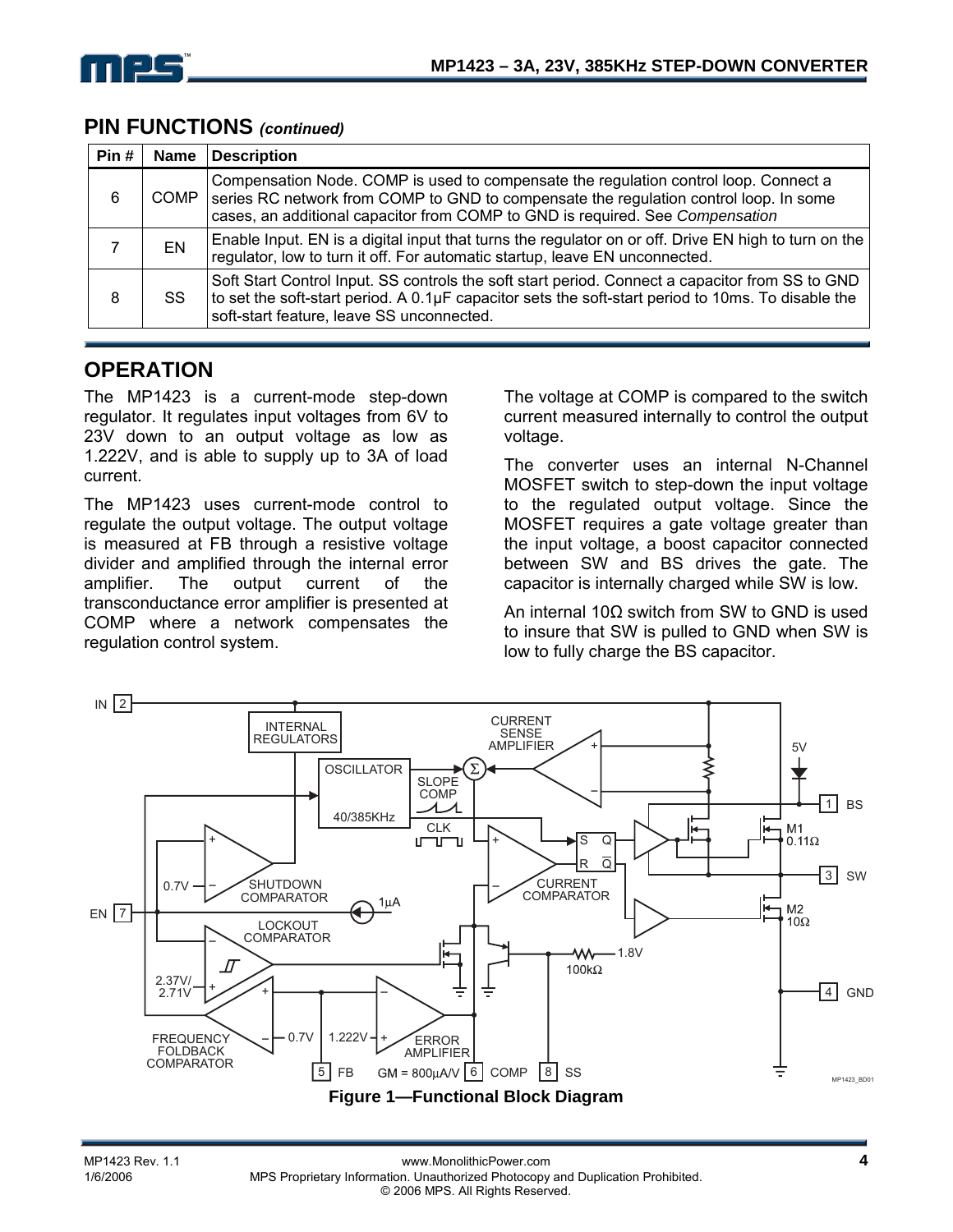## PIN FUNCTIONS *(continued)*

| Pin # | Name | Description |
|---|---|---|
| 6 | COMP | Compensation Node. COMP is used to compensate the regulation control loop. Connect a series RC network from COMP to GND to compensate the regulation control loop. In some cases, an additional capacitor from COMP to GND is required. See *Compensation* |
| 7 | EN | Enable Input. EN is a digital input that turns the regulator on or off. Drive EN high to turn on the regulator, low to turn it off. For automatic startup, leave EN unconnected. |
| 8 | SS | Soft Start Control Input. SS controls the soft start period. Connect a capacitor from SS to GND to set the soft-start period. A 0.1µF capacitor sets the soft-start period to 10ms. To disable the soft-start feature, leave SS unconnected. |

## OPERATION

The MP1423 is a current-mode step-down regulator. It regulates input voltages from 6V to 23V down to an output voltage as low as 1.222V, and is able to supply up to 3A of load current.

The MP1423 uses current-mode control to regulate the output voltage. The output voltage is measured at FB through a resistive voltage divider and amplified through the internal error amplifier. The output current of the transconductance error amplifier is presented at COMP where a network compensates the regulation control system.

The voltage at COMP is compared to the switch current measured internally to control the output voltage.

The converter uses an internal N-Channel MOSFET switch to step-down the input voltage to the regulated output voltage. Since the MOSFET requires a gate voltage greater than the input voltage, a boost capacitor connected between SW and BS drives the gate. The capacitor is internally charged while SW is low.

An internal 10Ω switch from SW to GND is used to insure that SW is pulled to GND when SW is low to fully charge the BS capacitor.

**Figure 1—Functional Block Diagram**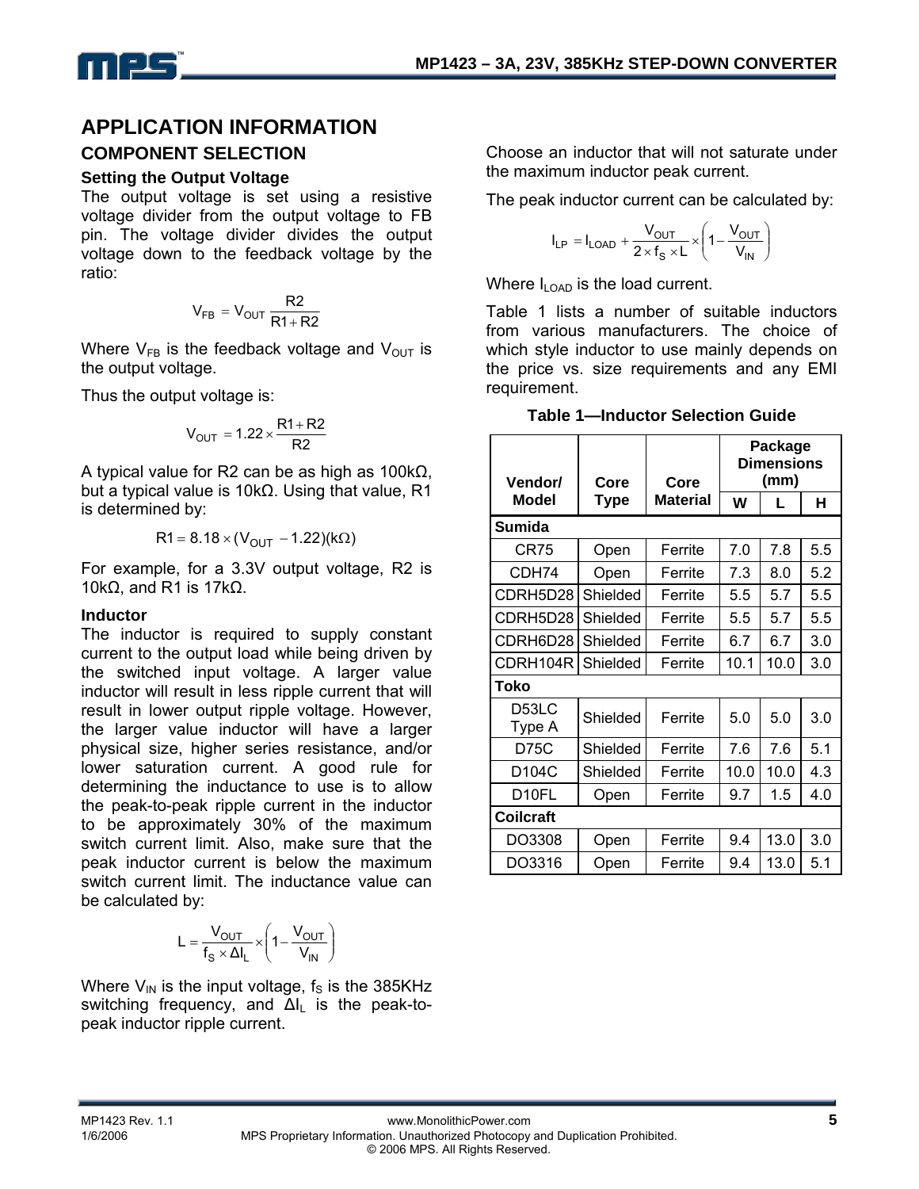# APPLICATION INFORMATION

## COMPONENT SELECTION

### Setting the Output Voltage

The output voltage is set using a resistive voltage divider from the output voltage to FB pin. The voltage divider divides the output voltage down to the feedback voltage by the ratio:

$$V_{FB} = V_{OUT}\frac{R2}{R1+R2}$$

Where $V_{FB}$ is the feedback voltage and $V_{OUT}$ is the output voltage.

Thus the output voltage is:

$$V_{OUT} = 1.22 \times \frac{R1+R2}{R2}$$

A typical value for R2 can be as high as 100kΩ, but a typical value is 10kΩ. Using that value, R1 is determined by:

$$R1 = 8.18 \times (V_{OUT} - 1.22)(k\Omega)$$

For example, for a 3.3V output voltage, R2 is 10kΩ, and R1 is 17kΩ.

### Inductor

The inductor is required to supply constant current to the output load while being driven by the switched input voltage. A larger value inductor will result in less ripple current that will result in lower output ripple voltage. However, the larger value inductor will have a larger physical size, higher series resistance, and/or lower saturation current. A good rule for determining the inductance to use is to allow the peak-to-peak ripple current in the inductor to be approximately 30% of the maximum switch current limit. Also, make sure that the peak inductor current is below the maximum switch current limit. The inductance value can be calculated by:

$$L = \frac{V_{OUT}}{f_S \times \Delta I_L} \times \left(1 - \frac{V_{OUT}}{V_{IN}}\right)$$

Where $V_{IN}$ is the input voltage, $f_S$ is the 385KHz switching frequency, and $\Delta I_L$ is the peak-to-peak inductor ripple current.

Choose an inductor that will not saturate under the maximum inductor peak current.

The peak inductor current can be calculated by:

$$I_{LP} = I_{LOAD} + \frac{V_{OUT}}{2 \times f_S \times L} \times \left(1 - \frac{V_{OUT}}{V_{IN}}\right)$$

Where $I_{LOAD}$ is the load current.

Table 1 lists a number of suitable inductors from various manufacturers. The choice of which style inductor to use mainly depends on the price vs. size requirements and any EMI requirement.

**Table 1—Inductor Selection Guide**

| Vendor/ Model | Core Type | Core Material | Package Dimensions (mm) | | |
|---|---|---|---|---|---|
| | | | W | L | H |
| **Sumida** | | | | | |
| CR75 | Open | Ferrite | 7.0 | 7.8 | 5.5 |
| CDH74 | Open | Ferrite | 7.3 | 8.0 | 5.2 |
| CDRH5D28 | Shielded | Ferrite | 5.5 | 5.7 | 5.5 |
| CDRH5D28 | Shielded | Ferrite | 5.5 | 5.7 | 5.5 |
| CDRH6D28 | Shielded | Ferrite | 6.7 | 6.7 | 3.0 |
| CDRH104R | Shielded | Ferrite | 10.1 | 10.0 | 3.0 |
| **Toko** | | | | | |
| D53LC Type A | Shielded | Ferrite | 5.0 | 5.0 | 3.0 |
| D75C | Shielded | Ferrite | 7.6 | 7.6 | 5.1 |
| D104C | Shielded | Ferrite | 10.0 | 10.0 | 4.3 |
| D10FL | Open | Ferrite | 9.7 | 1.5 | 4.0 |
| **Coilcraft** | | | | | |
| DO3308 | Open | Ferrite | 9.4 | 13.0 | 3.0 |
| DO3316 | Open | Ferrite | 9.4 | 13.0 | 5.1 |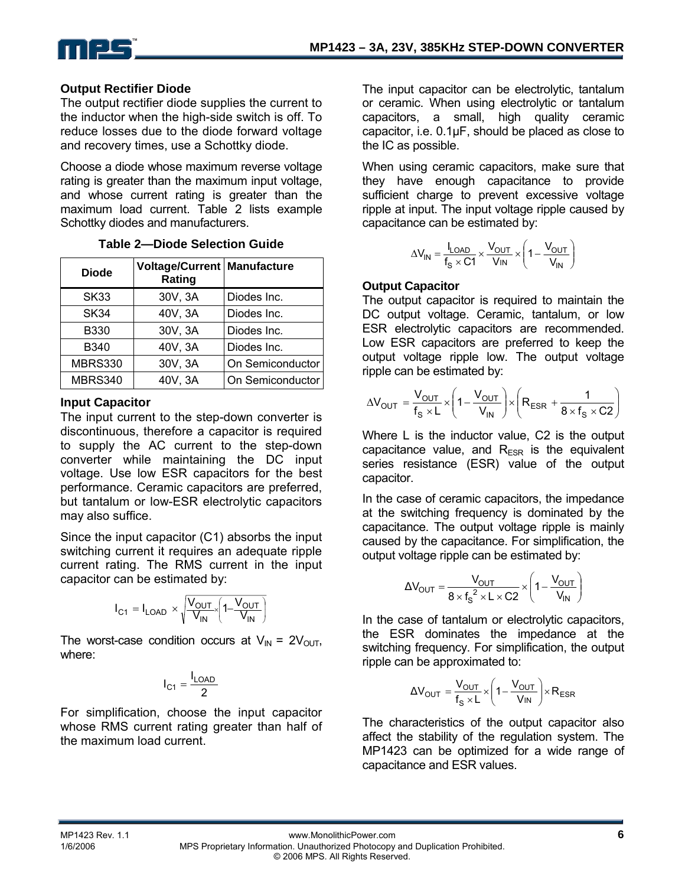### Output Rectifier Diode

The output rectifier diode supplies the current to the inductor when the high-side switch is off. To reduce losses due to the diode forward voltage and recovery times, use a Schottky diode.

Choose a diode whose maximum reverse voltage rating is greater than the maximum input voltage, and whose current rating is greater than the maximum load current. Table 2 lists example Schottky diodes and manufacturers.

**Table 2—Diode Selection Guide**

| Diode | Voltage/Current Rating | Manufacture |
|---|---|---|
| SK33 | 30V, 3A | Diodes Inc. |
| SK34 | 40V, 3A | Diodes Inc. |
| B330 | 30V, 3A | Diodes Inc. |
| B340 | 40V, 3A | Diodes Inc. |
| MBRS330 | 30V, 3A | On Semiconductor |
| MBRS340 | 40V, 3A | On Semiconductor |

### Input Capacitor

The input current to the step-down converter is discontinuous, therefore a capacitor is required to supply the AC current to the step-down converter while maintaining the DC input voltage. Use low ESR capacitors for the best performance. Ceramic capacitors are preferred, but tantalum or low-ESR electrolytic capacitors may also suffice.

Since the input capacitor (C1) absorbs the input switching current it requires an adequate ripple current rating. The RMS current in the input capacitor can be estimated by:

$$I_{C1} = I_{LOAD} \times \sqrt{\frac{V_{OUT}}{V_{IN}} \times \left(1 - \frac{V_{OUT}}{V_{IN}}\right)}$$

The worst-case condition occurs at $V_{IN} = 2V_{OUT}$, where:

$$I_{C1} = \frac{I_{LOAD}}{2}$$

For simplification, choose the input capacitor whose RMS current rating greater than half of the maximum load current.

The input capacitor can be electrolytic, tantalum or ceramic. When using electrolytic or tantalum capacitors, a small, high quality ceramic capacitor, i.e. 0.1μF, should be placed as close to the IC as possible.

When using ceramic capacitors, make sure that they have enough capacitance to provide sufficient charge to prevent excessive voltage ripple at input. The input voltage ripple caused by capacitance can be estimated by:

$$\Delta V_{IN} = \frac{I_{LOAD}}{f_S \times C1} \times \frac{V_{OUT}}{V_{IN}} \times \left(1 - \frac{V_{OUT}}{V_{IN}}\right)$$

### Output Capacitor

The output capacitor is required to maintain the DC output voltage. Ceramic, tantalum, or low ESR electrolytic capacitors are recommended. Low ESR capacitors are preferred to keep the output voltage ripple low. The output voltage ripple can be estimated by:

$$\Delta V_{OUT} = \frac{V_{OUT}}{f_S \times L} \times \left(1 - \frac{V_{OUT}}{V_{IN}}\right) \times \left(R_{ESR} + \frac{1}{8 \times f_S \times C2}\right)$$

Where L is the inductor value, C2 is the output capacitance value, and $R_{ESR}$ is the equivalent series resistance (ESR) value of the output capacitor.

In the case of ceramic capacitors, the impedance at the switching frequency is dominated by the capacitance. The output voltage ripple is mainly caused by the capacitance. For simplification, the output voltage ripple can be estimated by:

$$\Delta V_{OUT} = \frac{V_{OUT}}{8 \times f_S^{\,2} \times L \times C2} \times \left(1 - \frac{V_{OUT}}{V_{IN}}\right)$$

In the case of tantalum or electrolytic capacitors, the ESR dominates the impedance at the switching frequency. For simplification, the output ripple can be approximated to:

$$\Delta V_{OUT} = \frac{V_{OUT}}{f_S \times L} \times \left(1 - \frac{V_{OUT}}{V_{IN}}\right) \times R_{ESR}$$

The characteristics of the output capacitor also affect the stability of the regulation system. The MP1423 can be optimized for a wide range of capacitance and ESR values.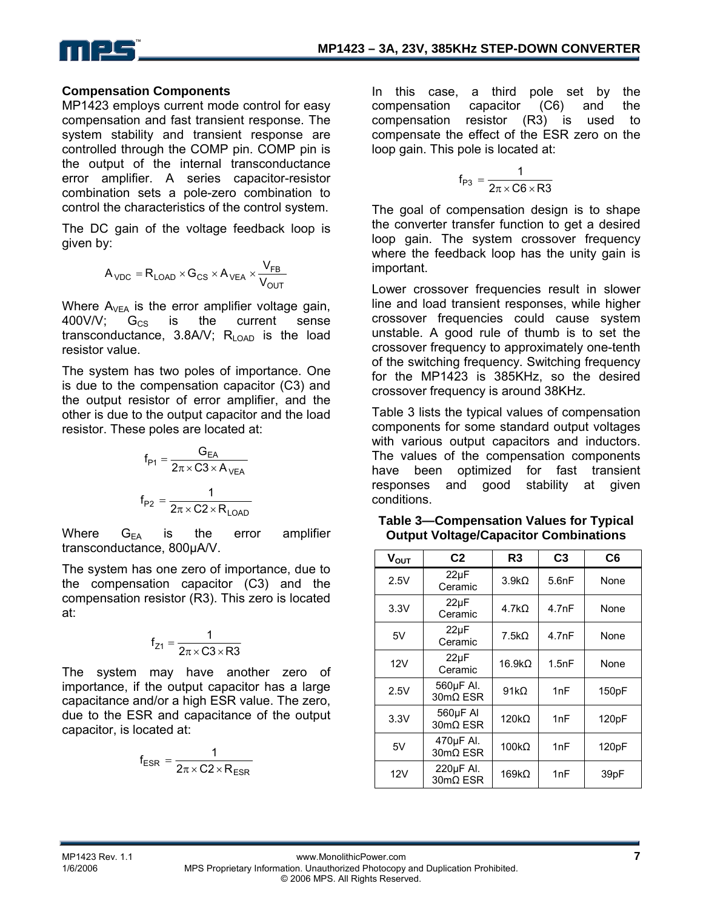### Compensation Components

MP1423 employs current mode control for easy compensation and fast transient response. The system stability and transient response are controlled through the COMP pin. COMP pin is the output of the internal transconductance error amplifier. A series capacitor-resistor combination sets a pole-zero combination to control the characteristics of the control system.

The DC gain of the voltage feedback loop is given by:

$$A_{VDC} = R_{LOAD} \times G_{CS} \times A_{VEA} \times \frac{V_{FB}}{V_{OUT}}$$

Where $A_{VEA}$ is the error amplifier voltage gain, 400V/V; $G_{CS}$ is the current sense transconductance, 3.8A/V; $R_{LOAD}$ is the load resistor value.

The system has two poles of importance. One is due to the compensation capacitor (C3) and the output resistor of error amplifier, and the other is due to the output capacitor and the load resistor. These poles are located at:

$$f_{P1} = \frac{G_{EA}}{2\pi \times C3 \times A_{VEA}}$$

$$f_{P2} = \frac{1}{2\pi \times C2 \times R_{LOAD}}$$

Where $G_{EA}$ is the error amplifier transconductance, 800µA/V.

The system has one zero of importance, due to the compensation capacitor (C3) and the compensation resistor (R3). This zero is located at:

$$f_{Z1} = \frac{1}{2\pi \times C3 \times R3}$$

The system may have another zero of importance, if the output capacitor has a large capacitance and/or a high ESR value. The zero, due to the ESR and capacitance of the output capacitor, is located at:

$$f_{ESR} = \frac{1}{2\pi \times C2 \times R_{ESR}}$$

In this case, a third pole set by the compensation capacitor (C6) and the compensation resistor (R3) is used to compensate the effect of the ESR zero on the loop gain. This pole is located at:

$$f_{P3} = \frac{1}{2\pi \times C6 \times R3}$$

The goal of compensation design is to shape the converter transfer function to get a desired loop gain. The system crossover frequency where the feedback loop has the unity gain is important.

Lower crossover frequencies result in slower line and load transient responses, while higher crossover frequencies could cause system unstable. A good rule of thumb is to set the crossover frequency to approximately one-tenth of the switching frequency. Switching frequency for the MP1423 is 385KHz, so the desired crossover frequency is around 38KHz.

Table 3 lists the typical values of compensation components for some standard output voltages with various output capacitors and inductors. The values of the compensation components have been optimized for fast transient responses and good stability at given conditions.

**Table 3—Compensation Values for Typical Output Voltage/Capacitor Combinations**

| $V_{OUT}$ | C2 | R3 | C3 | C6 |
|---|---|---|---|---|
| 2.5V | 22µF Ceramic | 3.9kΩ | 5.6nF | None |
| 3.3V | 22µF Ceramic | 4.7kΩ | 4.7nF | None |
| 5V | 22µF Ceramic | 7.5kΩ | 4.7nF | None |
| 12V | 22µF Ceramic | 16.9kΩ | 1.5nF | None |
| 2.5V | 560µF Al. 30mΩ ESR | 91kΩ | 1nF | 150pF |
| 3.3V | 560µF Al 30mΩ ESR | 120kΩ | 1nF | 120pF |
| 5V | 470µF Al. 30mΩ ESR | 100kΩ | 1nF | 120pF |
| 12V | 220µF Al. 30mΩ ESR | 169kΩ | 1nF | 39pF |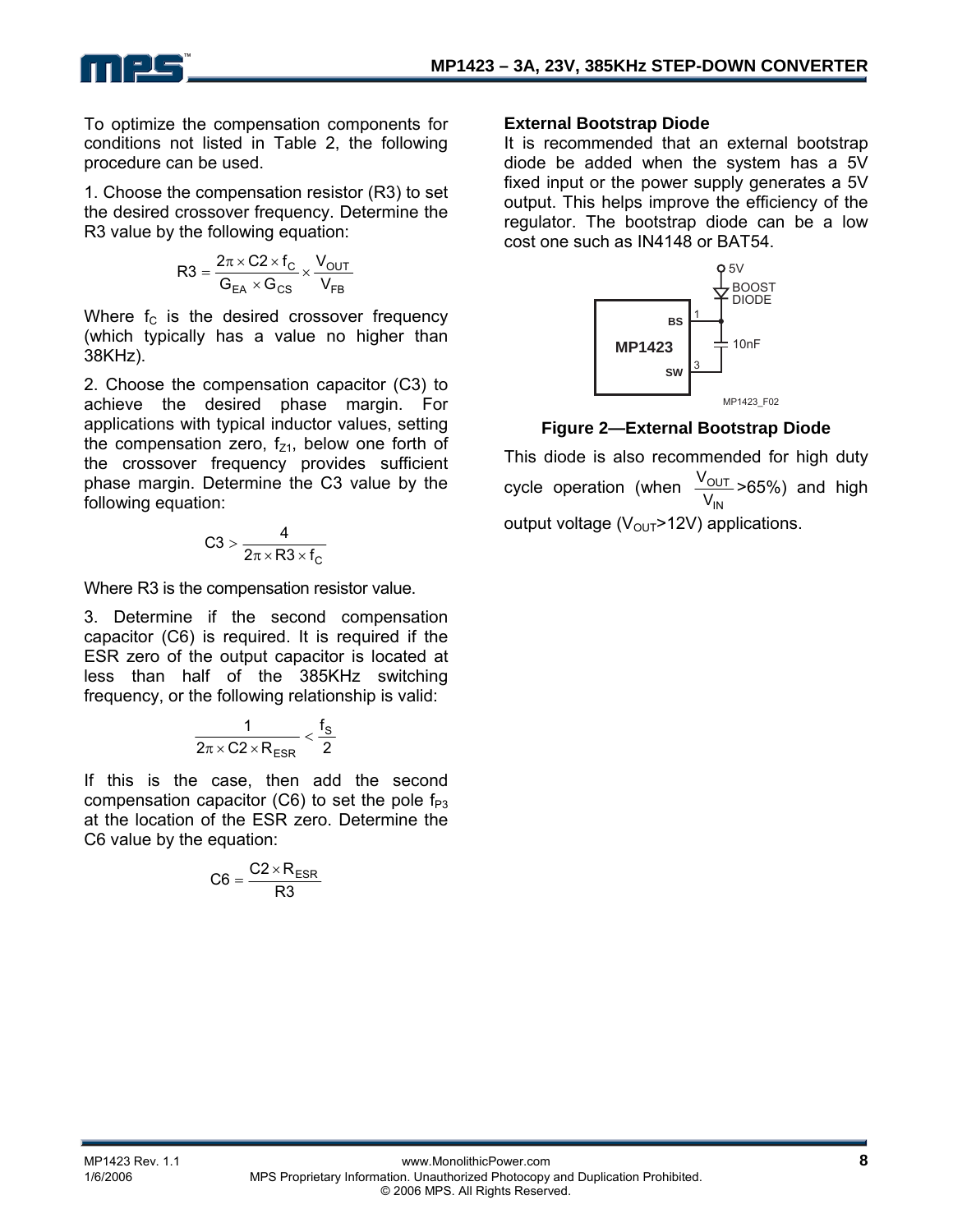To optimize the compensation components for conditions not listed in Table 2, the following procedure can be used.

1. Choose the compensation resistor (R3) to set the desired crossover frequency. Determine the R3 value by the following equation:

$$R3 = \frac{2\pi \times C2 \times f_C}{G_{EA} \times G_{CS}} \times \frac{V_{OUT}}{V_{FB}}$$

Where $f_C$ is the desired crossover frequency (which typically has a value no higher than 38KHz).

2. Choose the compensation capacitor (C3) to achieve the desired phase margin. For applications with typical inductor values, setting the compensation zero, $f_{Z1}$, below one forth of the crossover frequency provides sufficient phase margin. Determine the C3 value by the following equation:

$$C3 > \frac{4}{2\pi \times R3 \times f_C}$$

Where R3 is the compensation resistor value.

3. Determine if the second compensation capacitor (C6) is required. It is required if the ESR zero of the output capacitor is located at less than half of the 385KHz switching frequency, or the following relationship is valid:

$$\frac{1}{2\pi \times C2 \times R_{ESR}} < \frac{f_S}{2}$$

If this is the case, then add the second compensation capacitor (C6) to set the pole $f_{P3}$ at the location of the ESR zero. Determine the C6 value by the equation:

$$C6 = \frac{C2 \times R_{ESR}}{R3}$$

### External Bootstrap Diode

It is recommended that an external bootstrap diode be added when the system has a 5V fixed input or the power supply generates a 5V output. This helps improve the efficiency of the regulator. The bootstrap diode can be a low cost one such as IN4148 or BAT54.

**Figure 2—External Bootstrap Diode**

This diode is also recommended for high duty cycle operation (when $\frac{V_{OUT}}{V_{IN}}$>65%) and high output voltage ($V_{OUT}$>12V) applications.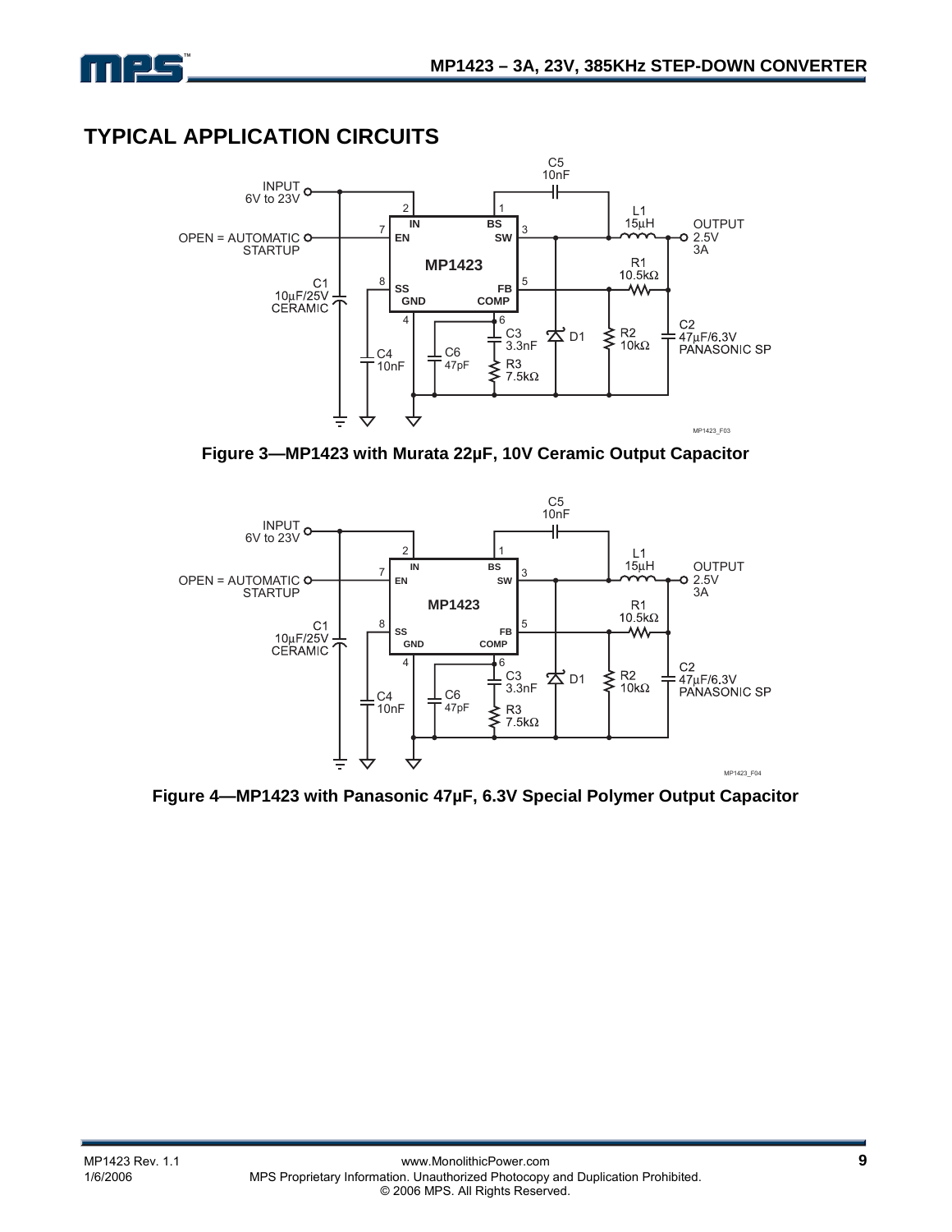## TYPICAL APPLICATION CIRCUITS

**Figure 3—MP1423 with Murata 22µF, 10V Ceramic Output Capacitor**

**Figure 4—MP1423 with Panasonic 47µF, 6.3V Special Polymer Output Capacitor**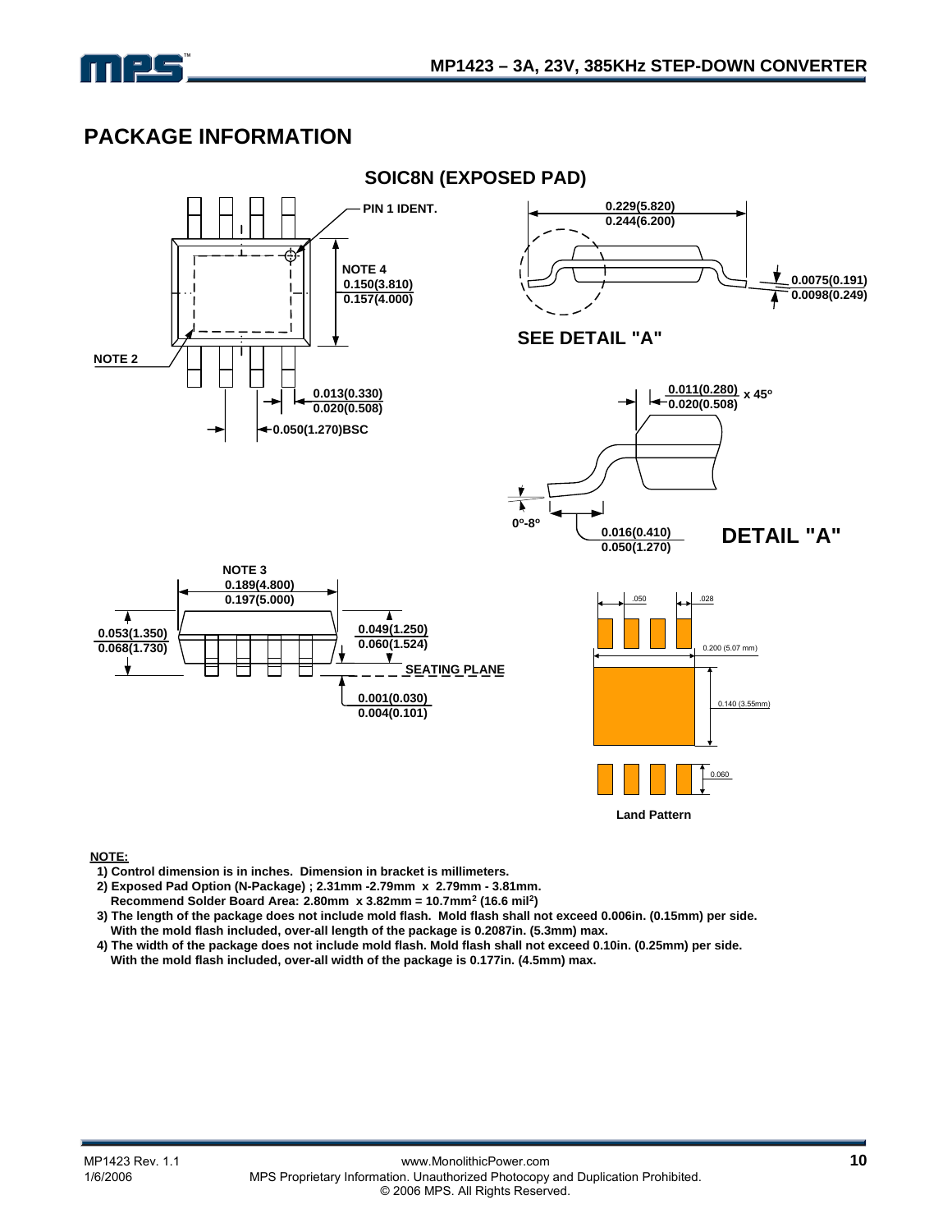## PACKAGE INFORMATION

### SOIC8N (EXPOSED PAD)

PIN 1 IDENT.

NOTE 4
0.150(3.810)
0.157(4.000)

NOTE 2

0.013(0.330)
0.020(0.508)

0.050(1.270)BSC

0.229(5.820)
0.244(6.200)

0.0075(0.191)
0.0098(0.249)

SEE DETAIL "A"

0.011(0.280)
0.020(0.508) x 45°

0°-8°

0.016(0.410)
0.050(1.270)

DETAIL "A"

NOTE 3
0.189(4.800)
0.197(5.000)

0.053(1.350)
0.068(1.730)

0.049(1.250)
0.060(1.524)

SEATING PLANE

0.001(0.030)
0.004(0.101)

.050 .028

0.200 (5.07 mm)

0.140 (3.55mm)

0.060

**Land Pattern**

**NOTE:**

1) Control dimension is in inches. Dimension in bracket is millimeters.
2) Exposed Pad Option (N-Package) ; 2.31mm -2.79mm x 2.79mm - 3.81mm.
   Recommend Solder Board Area: 2.80mm x 3.82mm = 10.7mm$^2$ (16.6 mil$^2$)
3) The length of the package does not include mold flash. Mold flash shall not exceed 0.006in. (0.15mm) per side.
   With the mold flash included, over-all length of the package is 0.2087in. (5.3mm) max.
4) The width of the package does not include mold flash. Mold flash shall not exceed 0.10in. (0.25mm) per side.
   With the mold flash included, over-all width of the package is 0.177in. (4.5mm) max.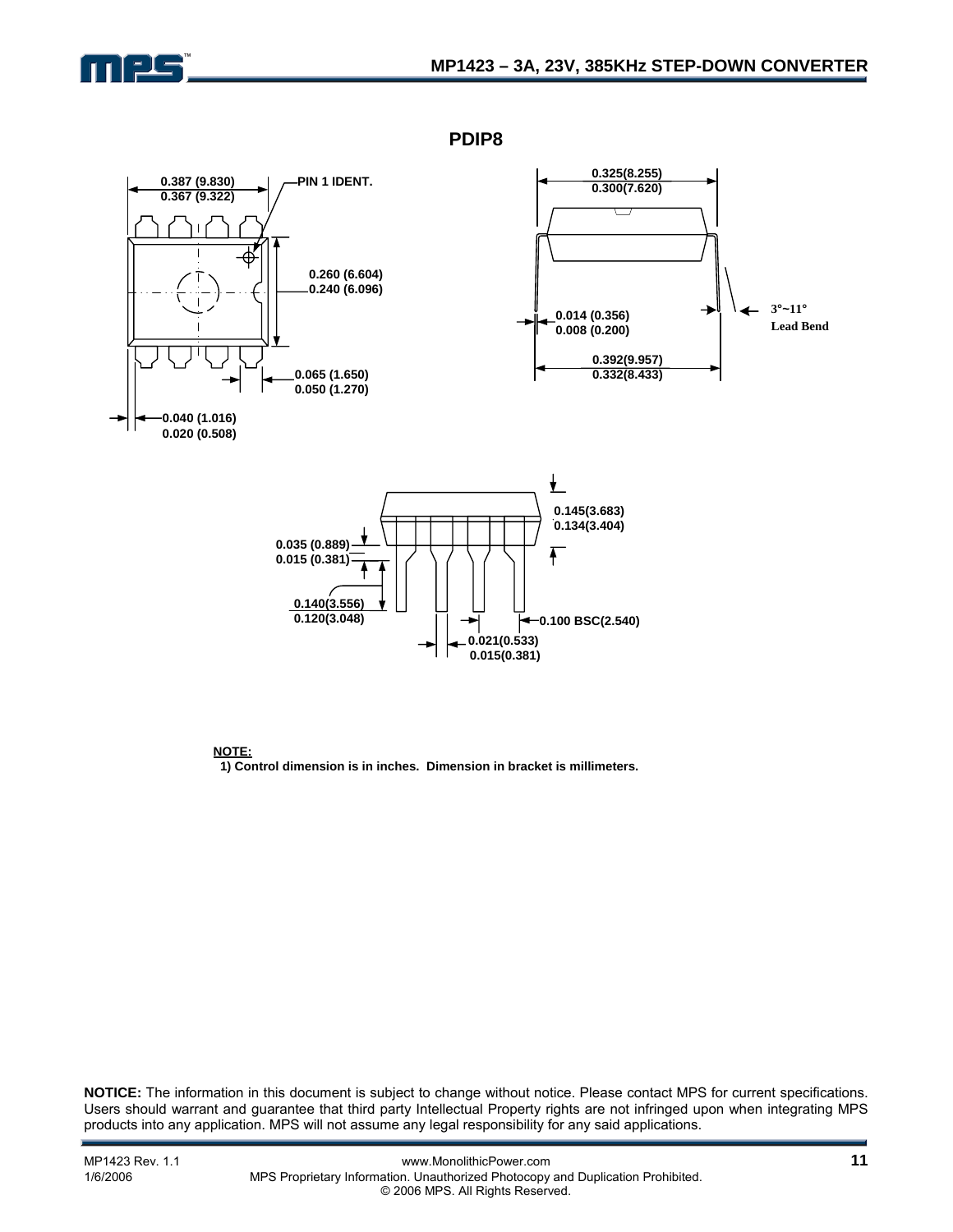## PDIP8

0.387 (9.830)
0.367 (9.322)

PIN 1 IDENT.

0.260 (6.604)
0.240 (6.096)

0.065 (1.650)
0.050 (1.270)

0.040 (1.016)
0.020 (0.508)

0.325(8.255)
0.300(7.620)

0.014 (0.356)
0.008 (0.200)

3°~11°
Lead Bend

0.392(9.957)
0.332(8.433)

0.145(3.683)
0.134(3.404)

0.035 (0.889)
0.015 (0.381)

0.140(3.556)
0.120(3.048)

0.100 BSC(2.540)

0.021(0.533)
0.015(0.381)

**NOTE:**

1) Control dimension is in inches. Dimension in bracket is millimeters.

**NOTICE:** The information in this document is subject to change without notice. Please contact MPS for current specifications. Users should warrant and guarantee that third party Intellectual Property rights are not infringed upon when integrating MPS products into any application. MPS will not assume any legal responsibility for any said applications.